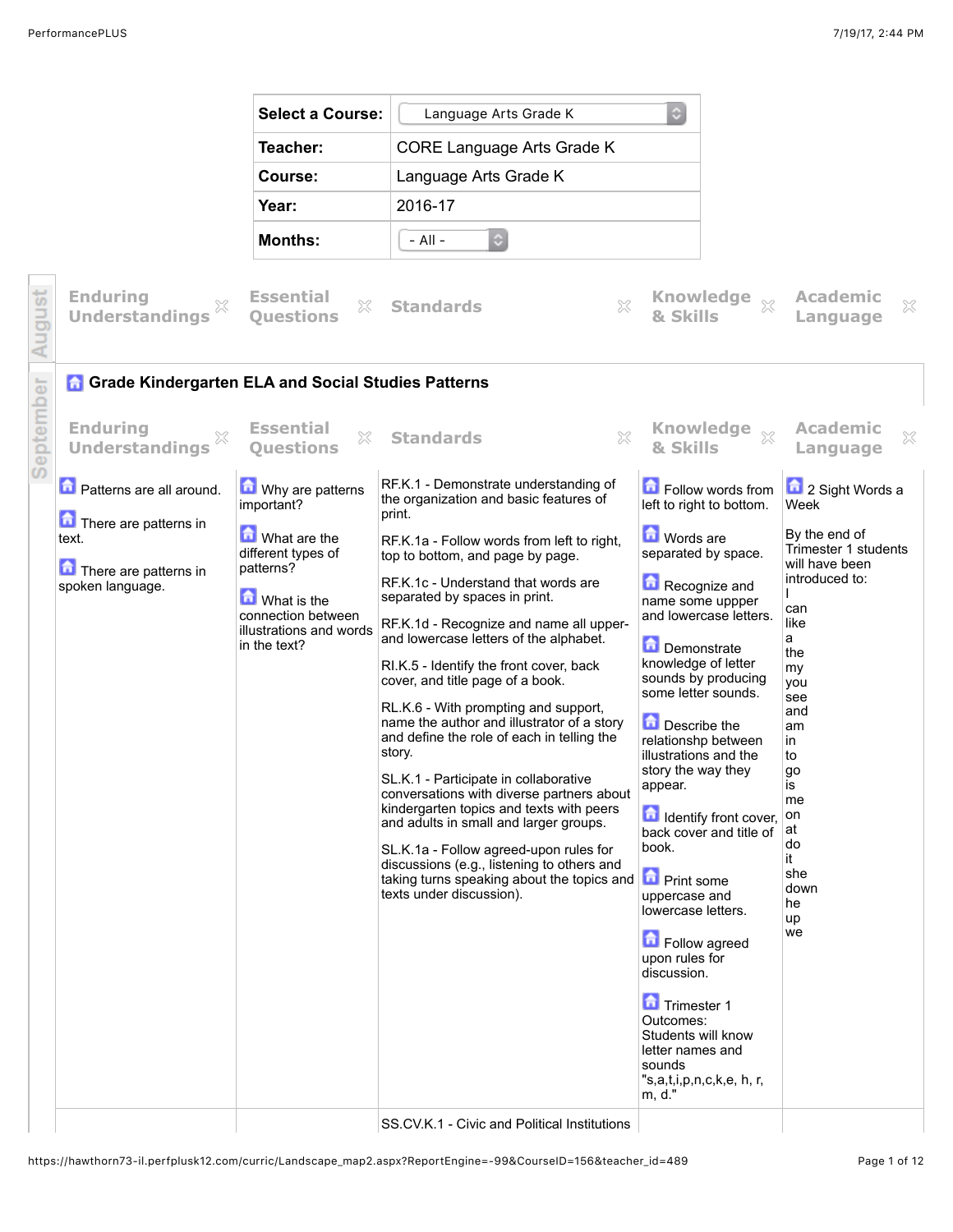| Select a Course: | Language Arts Grade K |
| --- | --- |
| Teacher: | CORE Language Arts Grade K |
| Course: | Language Arts Grade K |
| Year: | 2016-17 |
| Months: | - All - |

**August**

| Enduring Understandings | Essential Questions | Standards | Knowledge & Skills | Academic Language |
| --- | --- | --- | --- | --- |

**September**

## Grade Kindergarten ELA and Social Studies Patterns

| Enduring Understandings | Essential Questions | Standards | Knowledge & Skills | Academic Language |
| --- | --- | --- | --- | --- |
| Patterns are all around.<br><br>There are patterns in text.<br><br>There are patterns in spoken language. | Why are patterns important?<br><br>What are the different types of patterns?<br><br>What is the connection between illustrations and words in the text? | RF.K.1 - Demonstrate understanding of the organization and basic features of print.<br><br>RF.K.1a - Follow words from left to right, top to bottom, and page by page.<br><br>RF.K.1c - Understand that words are separated by spaces in print.<br><br>RF.K.1d - Recognize and name all upper- and lowercase letters of the alphabet.<br><br>RI.K.5 - Identify the front cover, back cover, and title page of a book.<br><br>RL.K.6 - With prompting and support, name the author and illustrator of a story and define the role of each in telling the story.<br><br>SL.K.1 - Participate in collaborative conversations with diverse partners about kindergarten topics and texts with peers and adults in small and larger groups.<br><br>SL.K.1a - Follow agreed-upon rules for discussions (e.g., listening to others and taking turns speaking about the topics and texts under discussion). | Follow words from left to right to bottom.<br><br>Words are separated by space.<br><br>Recognize and name some uppper and lowercase letters.<br><br>Demonstrate knowledge of letter sounds by producing some letter sounds.<br><br>Describe the relationshp between illustrations and the story the way they appear.<br><br>Identify front cover, back cover and title of book.<br><br>Print some uppercase and lowercase letters.<br><br>Follow agreed upon rules for discussion.<br><br>Trimester 1 Outcomes: Students will know letter names and sounds "s,a,t,i,p,n,c,k,e, h, r, m, d." | 2 Sight Words a Week<br><br>By the end of Trimester 1 students will have been introduced to:<br>I<br>can<br>like<br>a<br>the<br>my<br>you<br>see<br>and<br>am<br>in<br>to<br>go<br>is<br>me<br>on<br>at<br>do<br>it<br>she<br>down<br>he<br>up<br>we |
| | | SS.CV.K.1 - Civic and Political Institutions | | |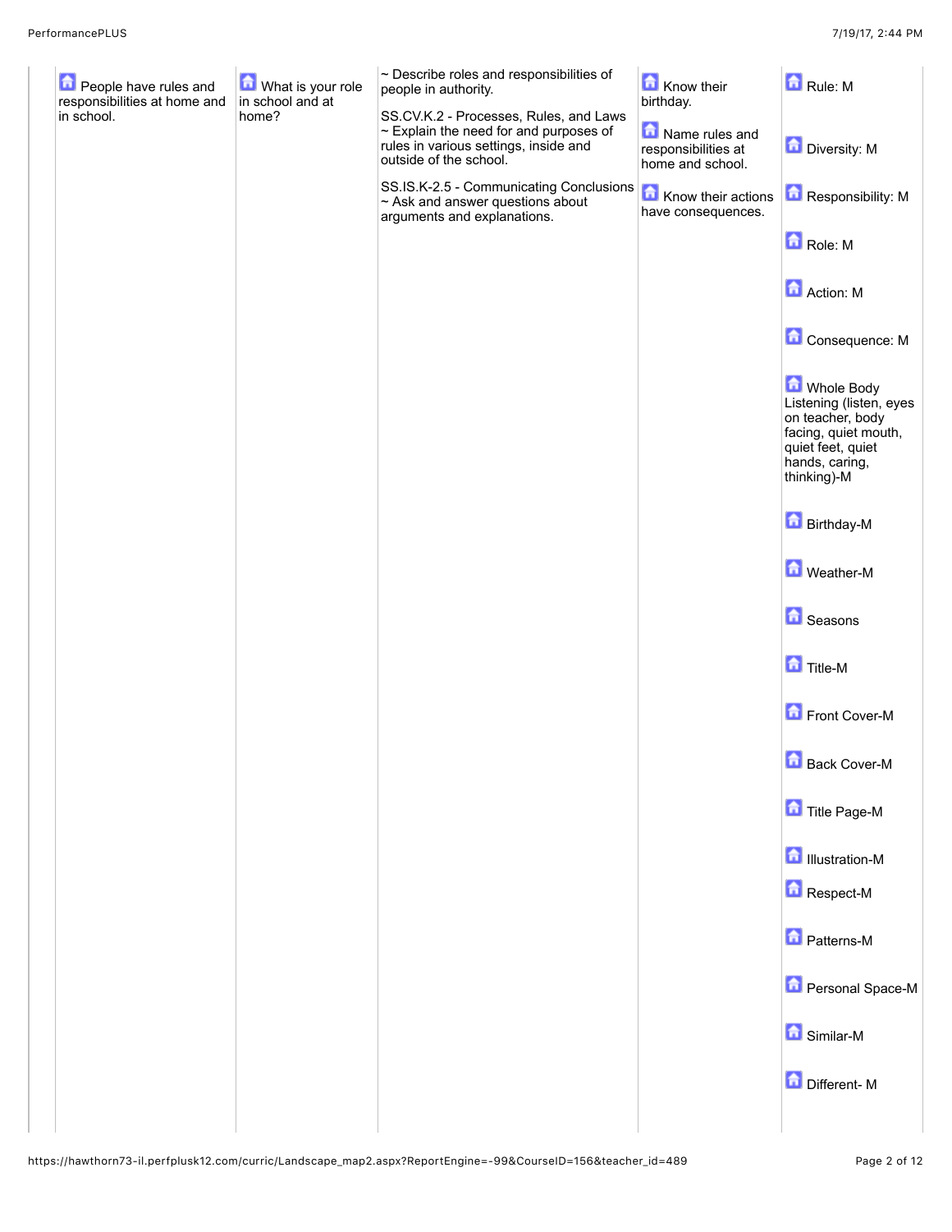| | | | | |
|---|---|---|---|---|
| People have rules and responsibilities at home and in school. | What is your role in school and at home? | ~ Describe roles and responsibilities of people in authority.<br><br>SS.CV.K.2 - Processes, Rules, and Laws ~ Explain the need for and purposes of rules in various settings, inside and outside of the school.<br><br>SS.IS.K-2.5 - Communicating Conclusions ~ Ask and answer questions about arguments and explanations. | Know their birthday.<br><br>Name rules and responsibilities at home and school.<br><br>Know their actions have consequences. | Rule: M<br><br>Diversity: M<br><br>Responsibility: M<br><br>Role: M<br><br>Action: M<br><br>Consequence: M<br><br>Whole Body Listening (listen, eyes on teacher, body facing, quiet mouth, quiet feet, quiet hands, caring, thinking)-M<br><br>Birthday-M<br><br>Weather-M<br><br>Seasons<br><br>Title-M<br><br>Front Cover-M<br><br>Back Cover-M<br><br>Title Page-M<br><br>Illustration-M<br><br>Respect-M<br><br>Patterns-M<br><br>Personal Space-M<br><br>Similar-M<br><br>Different- M |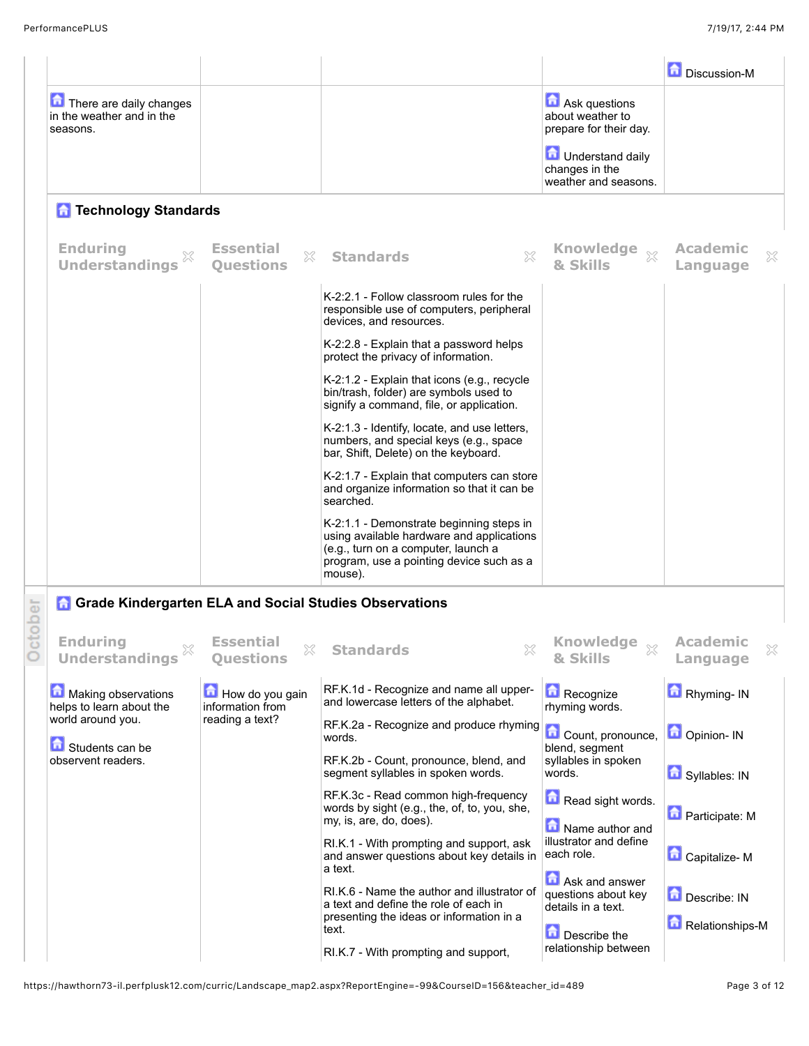| | | | | Discussion-M |
|---|---|---|---|---|
| There are daily changes in the weather and in the seasons. | | | Ask questions about weather to prepare for their day.<br><br>Understand daily changes in the weather and seasons. | |

## Technology Standards

| Enduring Understandings | Essential Questions | Standards | Knowledge & Skills | Academic Language |
|---|---|---|---|---|
| | | K-2:2.1 - Follow classroom rules for the responsible use of computers, peripheral devices, and resources.<br><br>K-2:2.8 - Explain that a password helps protect the privacy of information.<br><br>K-2:1.2 - Explain that icons (e.g., recycle bin/trash, folder) are symbols used to signify a command, file, or application.<br><br>K-2:1.3 - Identify, locate, and use letters, numbers, and special keys (e.g., space bar, Shift, Delete) on the keyboard.<br><br>K-2:1.7 - Explain that computers can store and organize information so that it can be searched.<br><br>K-2:1.1 - Demonstrate beginning steps in using available hardware and applications (e.g., turn on a computer, launch a program, use a pointing device such as a mouse). | | |

October

## Grade Kindergarten ELA and Social Studies Observations

| Enduring Understandings | Essential Questions | Standards | Knowledge & Skills | Academic Language |
|---|---|---|---|---|
| Making observations helps to learn about the world around you.<br><br>Students can be observent readers. | How do you gain information from reading a text? | RF.K.1d - Recognize and name all upper- and lowercase letters of the alphabet.<br><br>RF.K.2a - Recognize and produce rhyming words.<br><br>RF.K.2b - Count, pronounce, blend, and segment syllables in spoken words.<br><br>RF.K.3c - Read common high-frequency words by sight (e.g., the, of, to, you, she, my, is, are, do, does).<br><br>RI.K.1 - With prompting and support, ask and answer questions about key details in a text.<br><br>RI.K.6 - Name the author and illustrator of a text and define the role of each in presenting the ideas or information in a text.<br><br>RI.K.7 - With prompting and support, | Recognize rhyming words.<br><br>Count, pronounce, blend, segment syllables in spoken words.<br><br>Read sight words.<br><br>Name author and illustrator and define each role.<br><br>Ask and answer questions about key details in a text.<br><br>Describe the relationship between | Rhyming- IN<br><br>Opinion- IN<br><br>Syllables: IN<br><br>Participate: M<br><br>Capitalize- M<br><br>Describe: IN<br><br>Relationships-M |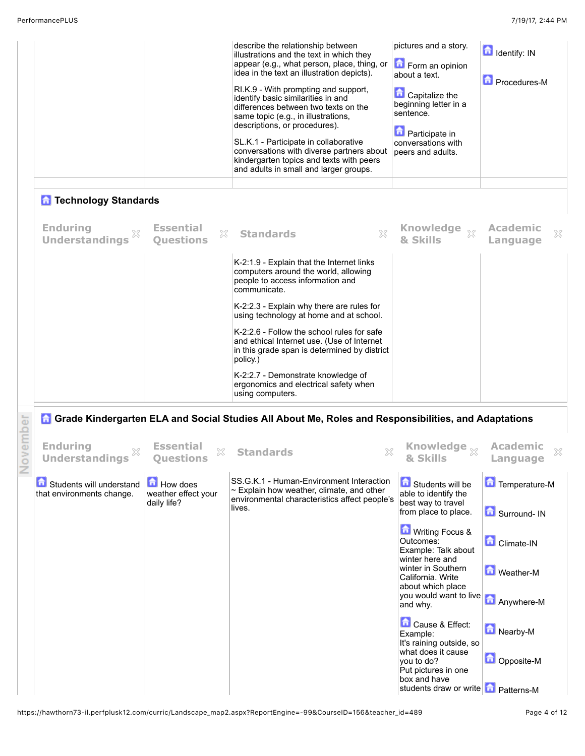| | | | | |
|---|---|---|---|---|
| | | describe the relationship between illustrations and the text in which they appear (e.g., what person, place, thing, or idea in the text an illustration depicts).<br><br>RI.K.9 - With prompting and support, identify basic similarities in and differences between two texts on the same topic (e.g., in illustrations, descriptions, or procedures).<br><br>SL.K.1 - Participate in collaborative conversations with diverse partners about kindergarten topics and texts with peers and adults in small and larger groups. | pictures and a story.<br><br>Form an opinion about a text.<br><br>Capitalize the beginning letter in a sentence.<br><br>Participate in conversations with peers and adults. | Identify: IN<br><br>Procedures-M |

## Technology Standards

| Enduring Understandings | Essential Questions | Standards | Knowledge & Skills | Academic Language |
|---|---|---|---|---|
| | | K-2:1.9 - Explain that the Internet links computers around the world, allowing people to access information and communicate.<br><br>K-2:2.3 - Explain why there are rules for using technology at home and at school.<br><br>K-2:2.6 - Follow the school rules for safe and ethical Internet use. (Use of Internet in this grade span is determined by district policy.)<br><br>K-2:2.7 - Demonstrate knowledge of ergonomics and electrical safety when using computers. | | |

## Grade Kindergarten ELA and Social Studies All About Me, Roles and Responsibilities, and Adaptations

| Enduring Understandings | Essential Questions | Standards | Knowledge & Skills | Academic Language |
|---|---|---|---|---|
| Students will understand that environments change. | How does weather effect your daily life? | SS.G.K.1 - Human-Environment Interaction ~ Explain how weather, climate, and other environmental characteristics affect people's lives. | Students will be able to identify the best way to travel from place to place.<br><br>Writing Focus & Outcomes: Example: Talk about winter here and winter in Southern California. Write about which place you would want to live and why.<br><br>Cause & Effect: Example: It's raining outside, so what does it cause you to do? Put pictures in one box and have students draw or write | Temperature-M<br><br>Surround- IN<br><br>Climate-IN<br><br>Weather-M<br><br>Anywhere-M<br><br>Nearby-M<br><br>Opposite-M<br><br>Patterns-M |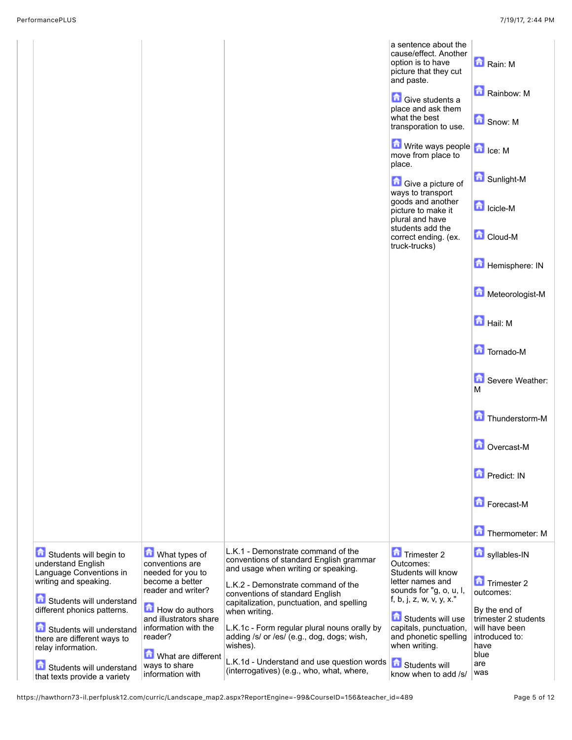| | | | | |
|---|---|---|---|---|
| | | | a sentence about the cause/effect. Another option is to have picture that they cut and paste.<br><br>Give students a place and ask them what the best transporation to use.<br><br>Write ways people move from place to place.<br><br>Give a picture of ways to transport goods and another picture to make it plural and have students add the correct ending. (ex. truck-trucks) | Rain: M<br><br>Rainbow: M<br><br>Snow: M<br><br>Ice: M<br><br>Sunlight-M<br><br>Icicle-M<br><br>Cloud-M<br><br>Hemisphere: IN<br><br>Meteorologist-M<br><br>Hail: M<br><br>Tornado-M<br><br>Severe Weather: M<br><br>Thunderstorm-M<br><br>Overcast-M<br><br>Predict: IN<br><br>Forecast-M<br><br>Thermometer: M |
| Students will begin to understand English Language Conventions in writing and speaking.<br><br>Students will understand different phonics patterns.<br><br>Students will understand there are different ways to relay information.<br><br>Students will understand that texts provide a variety | What types of conventions are needed for you to become a better reader and writer?<br><br>How do authors and illustrators share information with the reader?<br><br>What are different ways to share information with | L.K.1 - Demonstrate command of the conventions of standard English grammar and usage when writing or speaking.<br><br>L.K.2 - Demonstrate command of the conventions of standard English capitalization, punctuation, and spelling when writing.<br><br>L.K.1c - Form regular plural nouns orally by adding /s/ or /es/ (e.g., dog, dogs; wish, wishes).<br><br>L.K.1d - Understand and use question words (interrogatives) (e.g., who, what, where, | Trimester 2 Outcomes:<br>Students will know letter names and sounds for "g, o, u, l, f, b, j, z, w, v, y, x."<br><br>Students will use capitals, punctuation, and phonetic spelling when writing.<br><br>Students will know when to add /s/ | syllables-IN<br><br>Trimester 2 outcomes:<br><br>By the end of trimester 2 students will have been introduced to:<br>have<br>blue<br>are<br>was |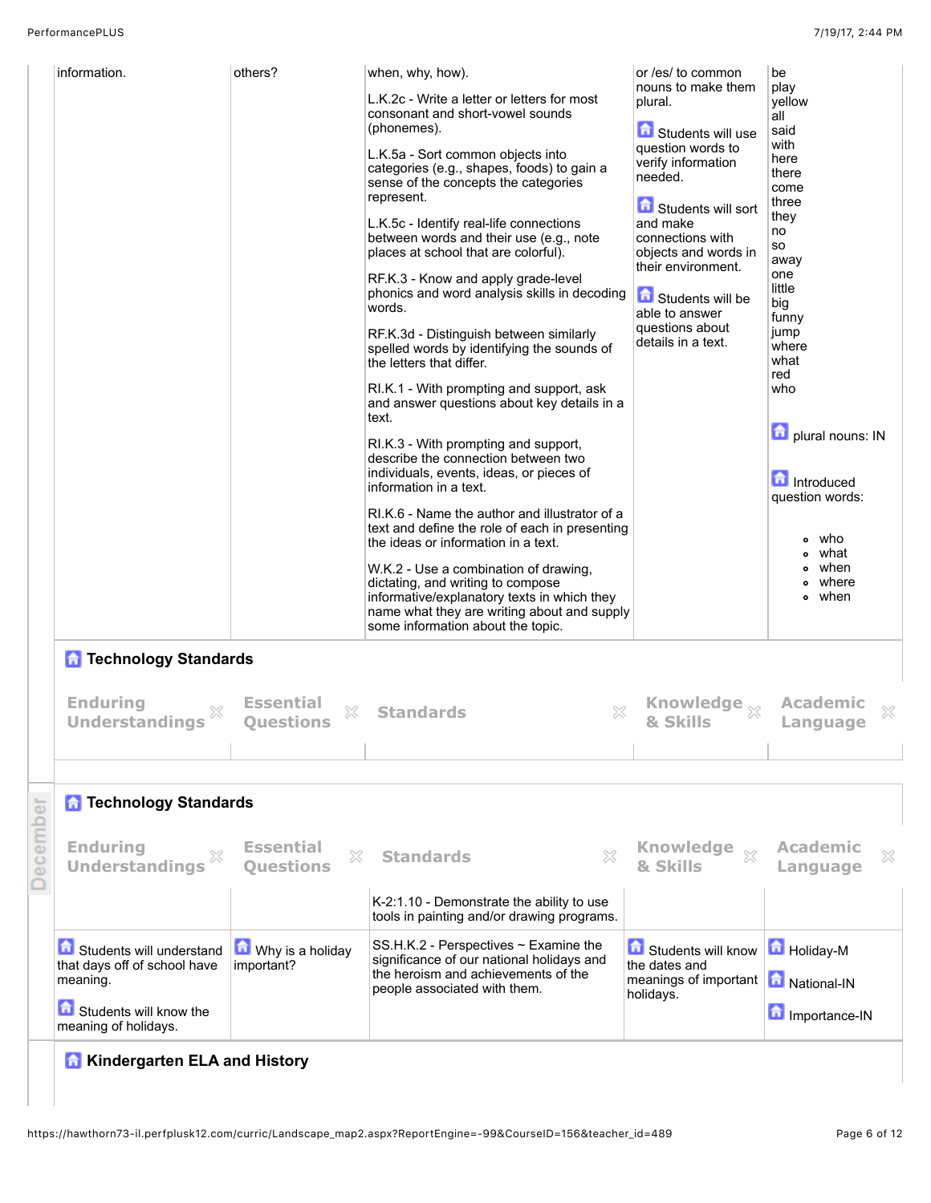| | | | | |
|---|---|---|---|---|
| information. | others? | when, why, how).<br><br>L.K.2c - Write a letter or letters for most consonant and short-vowel sounds (phonemes).<br><br>L.K.5a - Sort common objects into categories (e.g., shapes, foods) to gain a sense of the concepts the categories represent.<br><br>L.K.5c - Identify real-life connections between words and their use (e.g., note places at school that are colorful).<br><br>RF.K.3 - Know and apply grade-level phonics and word analysis skills in decoding words.<br><br>RF.K.3d - Distinguish between similarly spelled words by identifying the sounds of the letters that differ.<br><br>RI.K.1 - With prompting and support, ask and answer questions about key details in a text.<br><br>RI.K.3 - With prompting and support, describe the connection between two individuals, events, ideas, or pieces of information in a text.<br><br>RI.K.6 - Name the author and illustrator of a text and define the role of each in presenting the ideas or information in a text.<br><br>W.K.2 - Use a combination of drawing, dictating, and writing to compose informative/explanatory texts in which they name what they are writing about and supply some information about the topic. | or /es/ to common nouns to make them plural.<br><br>Students will use question words to verify information needed.<br><br>Students will sort and make connections with objects and words in their environment.<br><br>Students will be able to answer questions about details in a text. | be<br>play<br>yellow<br>all<br>said<br>with<br>here<br>there<br>come<br>three<br>they<br>no<br>so<br>away<br>one<br>little<br>big<br>funny<br>jump<br>where<br>what<br>red<br>who<br><br>plural nouns: IN<br><br>Introduced question words:<br>- who<br>- what<br>- when<br>- where<br>- when |

### Technology Standards

| Enduring Understandings | Essential Questions | Standards | Knowledge & Skills | Academic Language |
|---|---|---|---|---|
| | | | | |

## December

### Technology Standards

| Enduring Understandings | Essential Questions | Standards | Knowledge & Skills | Academic Language |
|---|---|---|---|---|
| | | K-2:1.10 - Demonstrate the ability to use tools in painting and/or drawing programs. | | |
| Students will understand that days off of school have meaning.<br><br>Students will know the meaning of holidays. | Why is a holiday important? | SS.H.K.2 - Perspectives ~ Examine the significance of our national holidays and the heroism and achievements of the people associated with them. | Students will know the dates and meanings of important holidays. | Holiday-M<br><br>National-IN<br><br>Importance-IN |

### Kindergarten ELA and History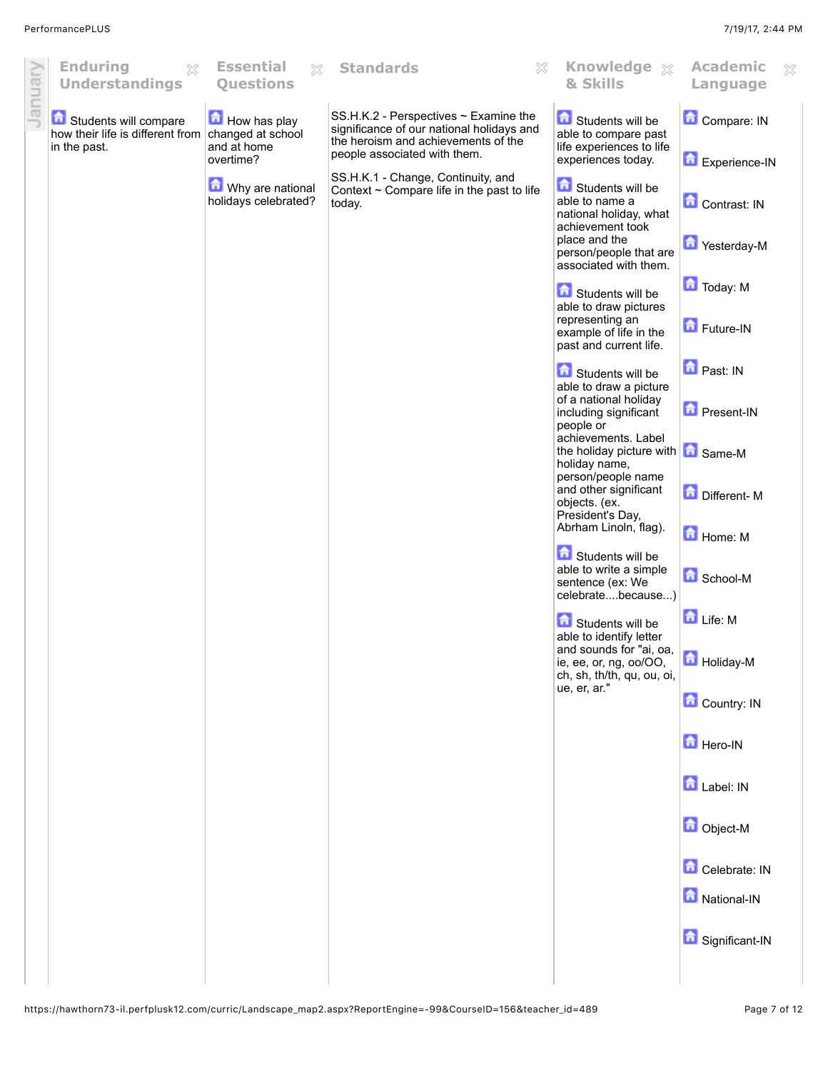| January | Enduring Understandings | Essential Questions | Standards | Knowledge & Skills | Academic Language |
|---|---|---|---|---|---|
| | Students will compare how their life is different from in the past. | How has play changed at school and at home overtime?<br><br>Why are national holidays celebrated? | SS.H.K.2 - Perspectives ~ Examine the significance of our national holidays and the heroism and achievements of the people associated with them.<br><br>SS.H.K.1 - Change, Continuity, and Context ~ Compare life in the past to life today. | Students will be able to compare past life experiences to life experiences today.<br><br>Students will be able to name a national holiday, what achievement took place and the person/people that are associated with them.<br><br>Students will be able to draw pictures representing an example of life in the past and current life.<br><br>Students will be able to draw a picture of a national holiday including significant people or achievements. Label the holiday picture with holiday name, person/people name and other significant objects. (ex. President's Day, Abrham Linoln, flag).<br><br>Students will be able to write a simple sentence (ex: We celebrate....because...)<br><br>Students will be able to identify letter and sounds for "ai, oa, ie, ee, or, ng, oo/OO, ch, sh, th/th, qu, ou, oi, ue, er, ar." | Compare: IN<br><br>Experience-IN<br><br>Contrast: IN<br><br>Yesterday-M<br><br>Today: M<br><br>Future-IN<br><br>Past: IN<br><br>Present-IN<br><br>Same-M<br><br>Different- M<br><br>Home: M<br><br>School-M<br><br>Life: M<br><br>Holiday-M<br><br>Country: IN<br><br>Hero-IN<br><br>Label: IN<br><br>Object-M<br><br>Celebrate: IN<br><br>National-IN<br><br>Significant-IN |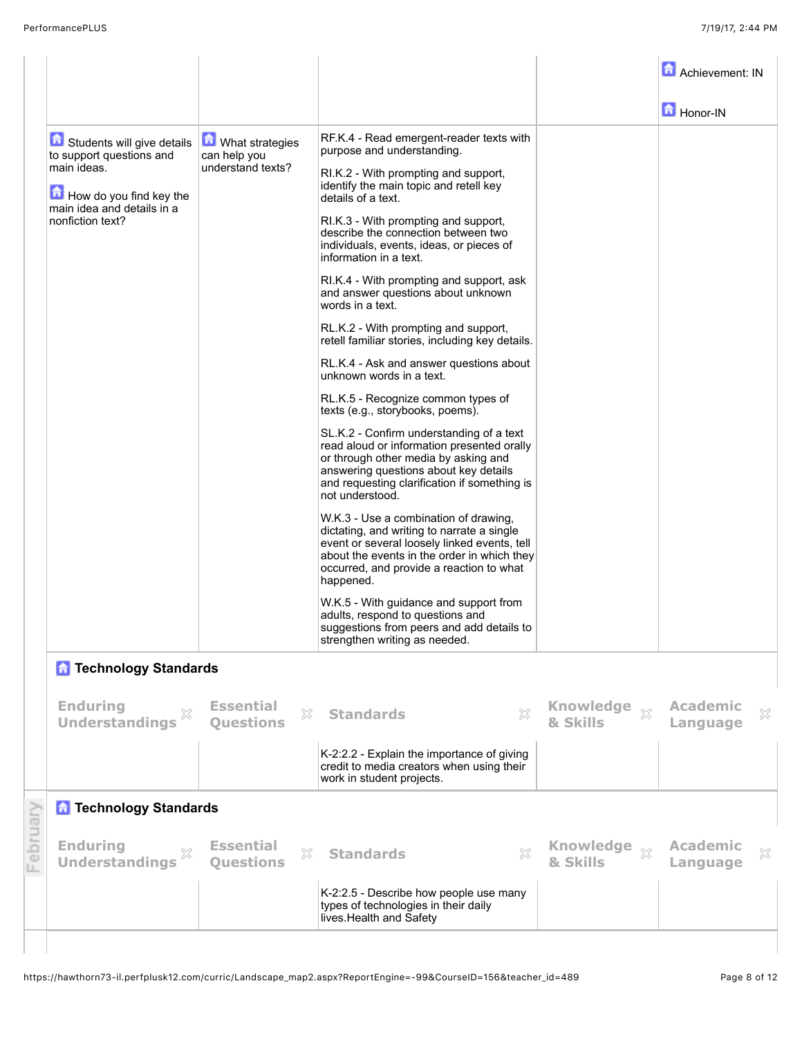| Enduring Understandings | Essential Questions | Standards | Knowledge & Skills | Academic Language |
|---|---|---|---|---|
| | | | | Achievement: IN<br><br>Honor-IN |
| Students will give details to support questions and main ideas.<br><br>How do you find key the main idea and details in a nonfiction text? | What strategies can help you understand texts? | RF.K.4 - Read emergent-reader texts with purpose and understanding.<br><br>RI.K.2 - With prompting and support, identify the main topic and retell key details of a text.<br><br>RI.K.3 - With prompting and support, describe the connection between two individuals, events, ideas, or pieces of information in a text.<br><br>RI.K.4 - With prompting and support, ask and answer questions about unknown words in a text.<br><br>RL.K.2 - With prompting and support, retell familiar stories, including key details.<br><br>RL.K.4 - Ask and answer questions about unknown words in a text.<br><br>RL.K.5 - Recognize common types of texts (e.g., storybooks, poems).<br><br>SL.K.2 - Confirm understanding of a text read aloud or information presented orally or through other media by asking and answering questions about key details and requesting clarification if something is not understood.<br><br>W.K.3 - Use a combination of drawing, dictating, and writing to narrate a single event or several loosely linked events, tell about the events in the order in which they occurred, and provide a reaction to what happened.<br><br>W.K.5 - With guidance and support from adults, respond to questions and suggestions from peers and add details to strengthen writing as needed. | | |

## Technology Standards

| Enduring Understandings | Essential Questions | Standards | Knowledge & Skills | Academic Language |
|---|---|---|---|---|
| | | K-2:2.2 - Explain the importance of giving credit to media creators when using their work in student projects. | | |

February

## Technology Standards

| Enduring Understandings | Essential Questions | Standards | Knowledge & Skills | Academic Language |
|---|---|---|---|---|
| | | K-2:2.5 - Describe how people use many types of technologies in their daily lives.Health and Safety | | |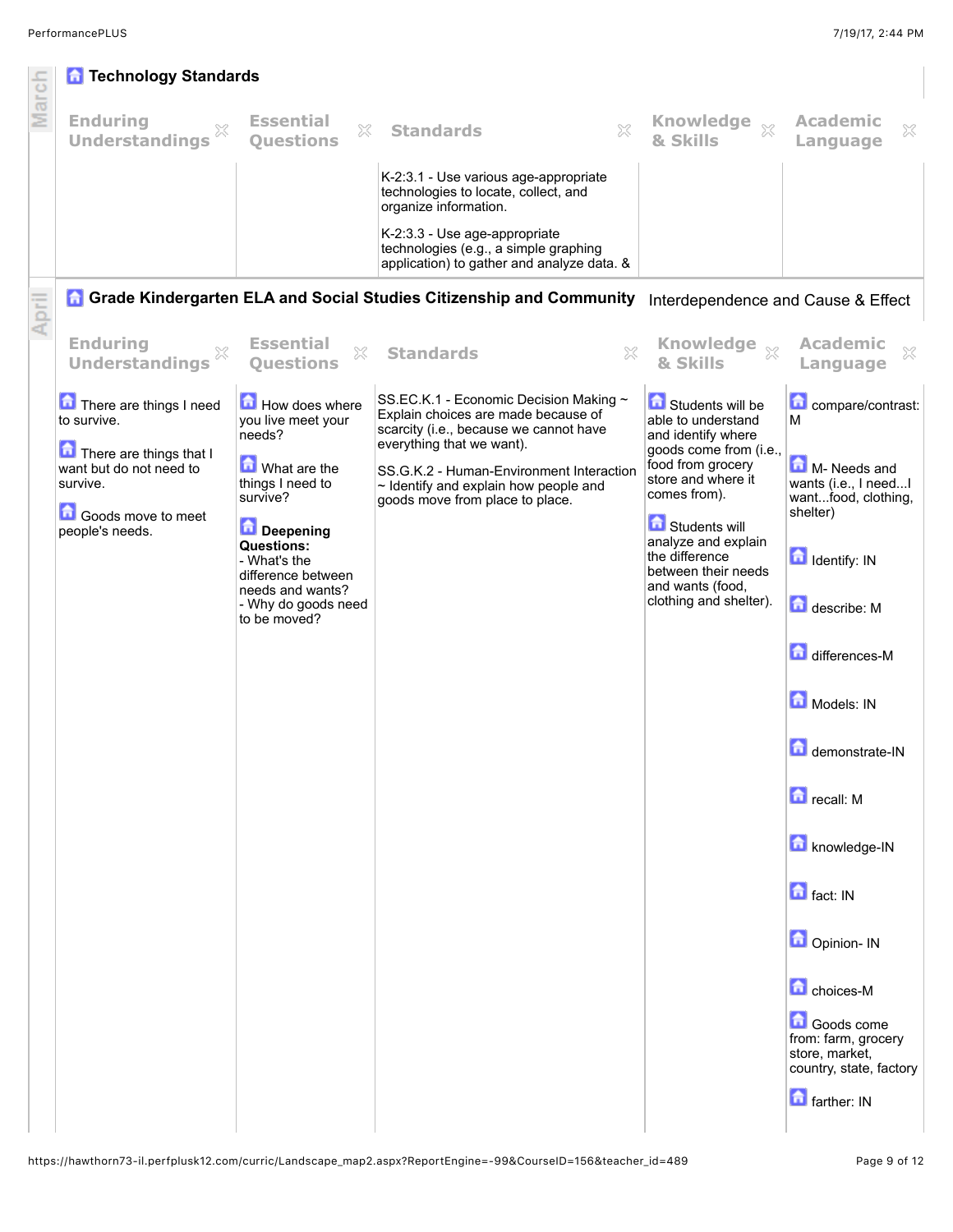March

## Technology Standards

| Enduring Understandings | Essential Questions | Standards | Knowledge & Skills | Academic Language |
|---|---|---|---|---|
| | | K-2:3.1 - Use various age-appropriate technologies to locate, collect, and organize information.<br><br>K-2:3.3 - Use age-appropriate technologies (e.g., a simple graphing application) to gather and analyze data. & | | |

April

## Grade Kindergarten ELA and Social Studies Citizenship and Community

Interdependence and Cause & Effect

| Enduring Understandings | Essential Questions | Standards | Knowledge & Skills | Academic Language |
|---|---|---|---|---|
| There are things I need to survive.<br><br>There are things that I want but do not need to survive.<br><br>Goods move to meet people's needs. | How does where you live meet your needs?<br><br>What are the things I need to survive?<br><br>**Deepening Questions:**<br>- What's the difference between needs and wants?<br>- Why do goods need to be moved? | SS.EC.K.1 - Economic Decision Making ~ Explain choices are made because of scarcity (i.e., because we cannot have everything that we want).<br><br>SS.G.K.2 - Human-Environment Interaction ~ Identify and explain how people and goods move from place to place. | Students will be able to understand and identify where goods come from (i.e., food from grocery store and where it comes from).<br><br>Students will analyze and explain the difference between their needs and wants (food, clothing and shelter). | compare/contrast: M<br><br>M- Needs and wants (i.e., I need...I want...food, clothing, shelter)<br><br>Identify: IN<br><br>describe: M<br><br>differences-M<br><br>Models: IN<br><br>demonstrate-IN<br><br>recall: M<br><br>knowledge-IN<br><br>fact: IN<br><br>Opinion- IN<br><br>choices-M<br><br>Goods come from: farm, grocery store, market, country, state, factory<br><br>farther: IN |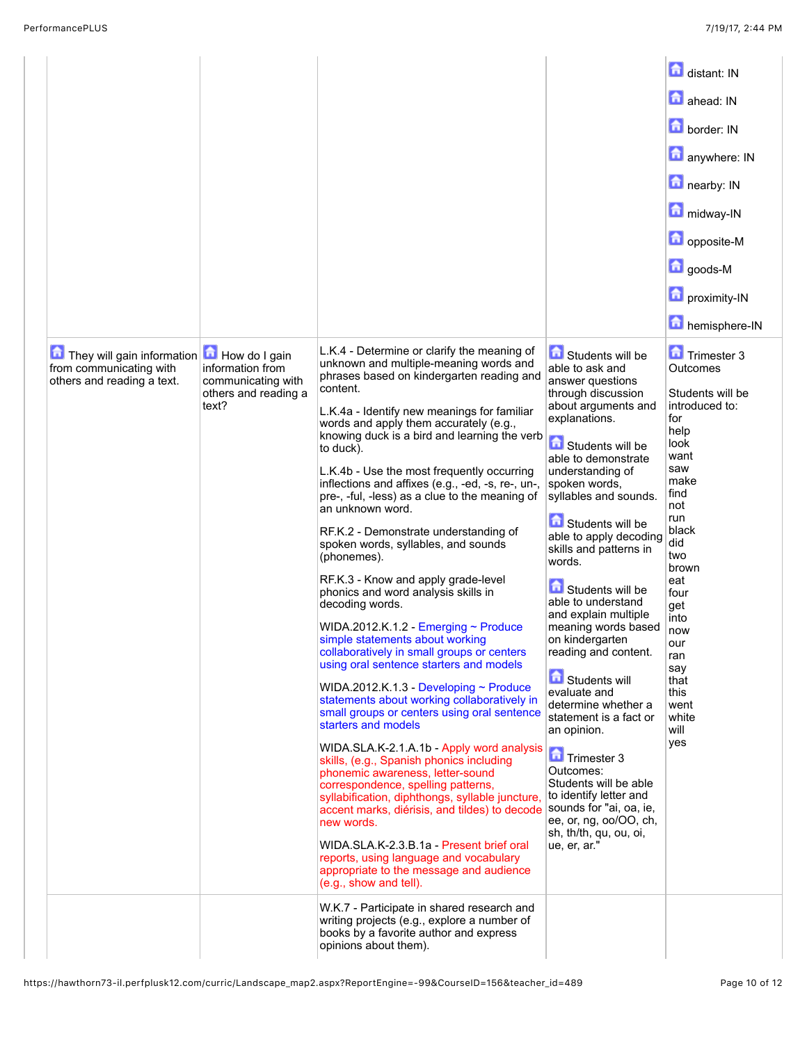| | | | | |
|---|---|---|---|---|
| | | | | distant: IN<br><br>ahead: IN<br><br>border: IN<br><br>anywhere: IN<br><br>nearby: IN<br><br>midway-IN<br><br>opposite-M<br><br>goods-M<br><br>proximity-IN<br><br>hemisphere-IN |
| They will gain information from communicating with others and reading a text. | How do I gain information from communicating with others and reading a text? | L.K.4 - Determine or clarify the meaning of unknown and multiple-meaning words and phrases based on kindergarten reading and content.<br><br>L.K.4a - Identify new meanings for familiar words and apply them accurately (e.g., knowing duck is a bird and learning the verb to duck).<br><br>L.K.4b - Use the most frequently occurring inflections and affixes (e.g., -ed, -s, re-, un-, pre-, -ful, -less) as a clue to the meaning of an unknown word.<br><br>RF.K.2 - Demonstrate understanding of spoken words, syllables, and sounds (phonemes).<br><br>RF.K.3 - Know and apply grade-level phonics and word analysis skills in decoding words.<br><br>WIDA.2012.K.1.2 - Emerging ~ Produce simple statements about working collaboratively in small groups or centers using oral sentence starters and models<br><br>WIDA.2012.K.1.3 - Developing ~ Produce statements about working collaboratively in small groups or centers using oral sentence starters and models<br><br>WIDA.SLA.K-2.1.A.1b - Apply word analysis skills, (e.g., Spanish phonics including phonemic awareness, letter-sound correspondence, spelling patterns, syllabification, diphthongs, syllable juncture, accent marks, diérisis, and tildes) to decode new words.<br><br>WIDA.SLA.K-2.3.B.1a - Present brief oral reports, using language and vocabulary appropriate to the message and audience (e.g., show and tell). | Students will be able to ask and answer questions through discussion about arguments and explanations.<br><br>Students will be able to demonstrate understanding of spoken words, syllables and sounds.<br><br>Students will be able to apply decoding skills and patterns in words.<br><br>Students will be able to understand and explain multiple meaning words based on kindergarten reading and content.<br><br>Students will evaluate and determine whether a statement is a fact or an opinion.<br><br>Trimester 3 Outcomes:<br>Students will be able to identify letter and sounds for "ai, oa, ie, ee, or, ng, oo/OO, ch, sh, th/th, qu, ou, oi, ue, er, ar." | Trimester 3 Outcomes<br><br>Students will be introduced to:<br>for<br>help<br>look<br>want<br>saw<br>make<br>find<br>not<br>run<br>black<br>did<br>two<br>brown<br>eat<br>four<br>get<br>into<br>now<br>our<br>ran<br>say<br>that<br>this<br>went<br>white<br>will<br>yes |
| | | W.K.7 - Participate in shared research and writing projects (e.g., explore a number of books by a favorite author and express opinions about them). | | |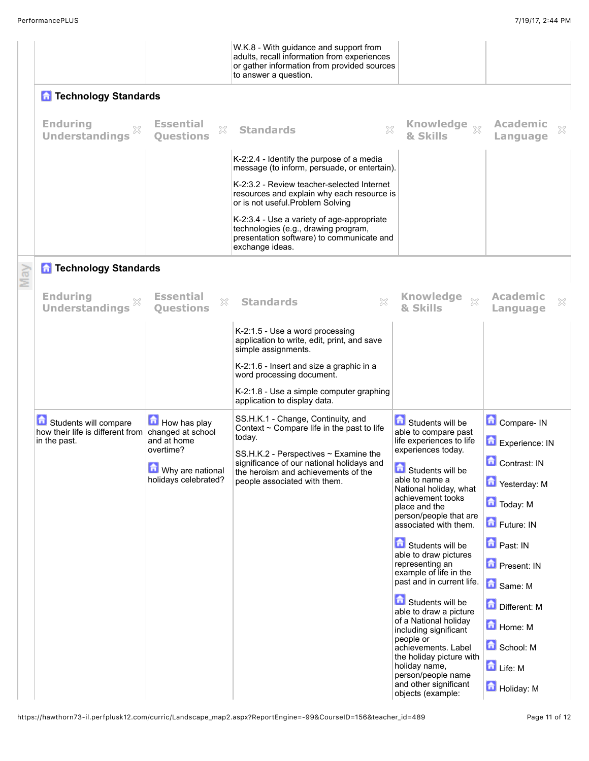| Enduring Understandings | Essential Questions | Standards | Knowledge & Skills | Academic Language |
|---|---|---|---|---|
| | | W.K.8 - With guidance and support from adults, recall information from experiences or gather information from provided sources to answer a question. | | |

## Technology Standards

| Enduring Understandings | Essential Questions | Standards | Knowledge & Skills | Academic Language |
|---|---|---|---|---|
| | | K-2:2.4 - Identify the purpose of a media message (to inform, persuade, or entertain).<br><br>K-2:3.2 - Review teacher-selected Internet resources and explain why each resource is or is not useful.Problem Solving<br><br>K-2:3.4 - Use a variety of age-appropriate technologies (e.g., drawing program, presentation software) to communicate and exchange ideas. | | |

May

## Technology Standards

| Enduring Understandings | Essential Questions | Standards | Knowledge & Skills | Academic Language |
|---|---|---|---|---|
| | | K-2:1.5 - Use a word processing application to write, edit, print, and save simple assignments.<br><br>K-2:1.6 - Insert and size a graphic in a word processing document.<br><br>K-2:1.8 - Use a simple computer graphing application to display data. | | |
| Students will compare how their life is different from in the past. | How has play changed at school and at home overtime?<br><br>Why are national holidays celebrated? | SS.H.K.1 - Change, Continuity, and Context ~ Compare life in the past to life today.<br><br>SS.H.K.2 - Perspectives ~ Examine the significance of our national holidays and the heroism and achievements of the people associated with them. | Students will be able to compare past life experiences to life experiences today.<br><br>Students will be able to name a National holiday, what achievement tooks place and the person/people that are associated with them.<br><br>Students will be able to draw pictures representing an example of life in the past and in current life.<br><br>Students will be able to draw a picture of a National holiday including significant people or achievements. Label the holiday picture with holiday name, person/people name and other significant objects (example: | Compare- IN<br><br>Experience: IN<br><br>Contrast: IN<br><br>Yesterday: M<br><br>Today: M<br><br>Future: IN<br><br>Past: IN<br><br>Present: IN<br><br>Same: M<br><br>Different: M<br><br>Home: M<br><br>School: M<br><br>Life: M<br><br>Holiday: M |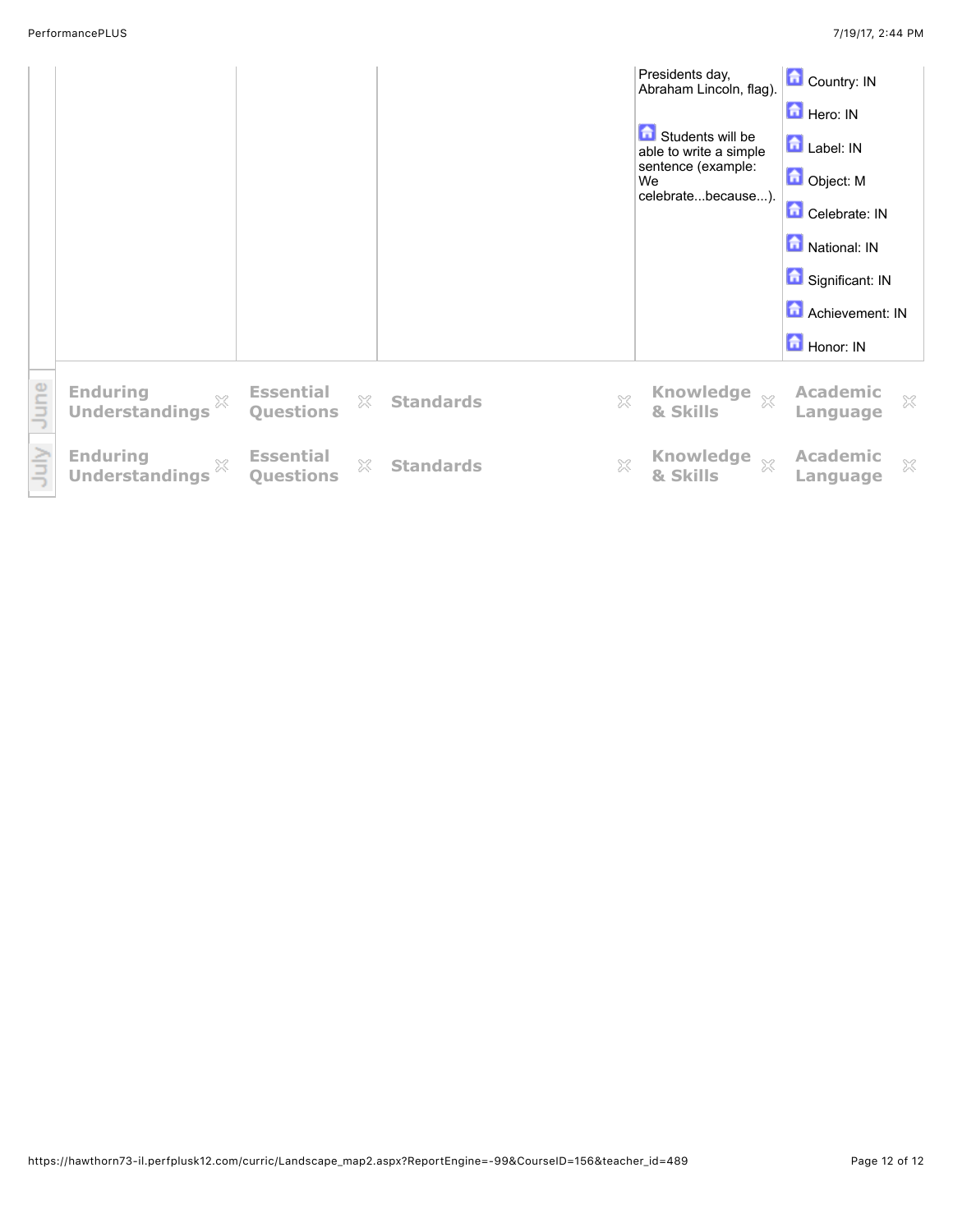| | | | | | |
|---|---|---|---|---|---|
| | | | | Presidents day, Abraham Lincoln, flag).<br><br>Students will be able to write a simple sentence (example: We celebrate...because...). | Country: IN<br>Hero: IN<br>Label: IN<br>Object: M<br>Celebrate: IN<br>National: IN<br>Significant: IN<br>Achievement: IN<br>Honor: IN |
| June | Enduring Understandings | Essential Questions | Standards | Knowledge & Skills | Academic Language |
| July | Enduring Understandings | Essential Questions | Standards | Knowledge & Skills | Academic Language |